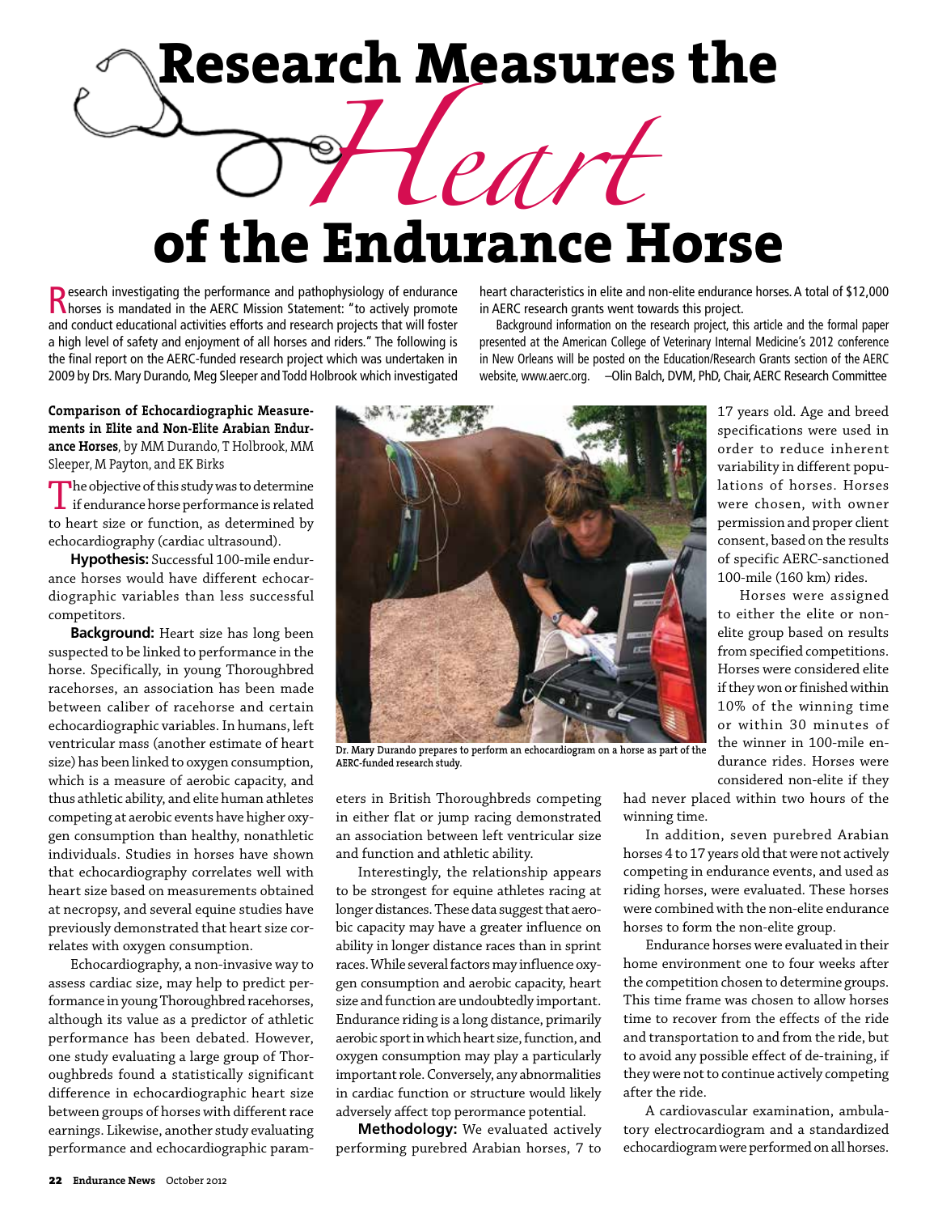# Research Measures the *Heart* of the Endurance Horse

Research investigating the performance and pathophysiology of endurance horses is mandated in the AERC Mission Statement: "to actively promote and conduct educational activities efforts and research projects that will foster a high level of safety and enjoyment of all horses and riders." The following is the final report on the AERC-funded research project which was undertaken in 2009 by Drs. Mary Durando, Meg Sleeper and Todd Holbrook which investigated heart characteristics in elite and non-elite endurance horses. A total of $12,000 in AERC research grants went towards this project.

Background information on the research project, this article and the formal paper presented at the American College of Veterinary Internal Medicine's 2012 conference in New Orleans will be posted on the Education/Research Grants section of the AERC website, www.aerc.org. —Olin Balch, DVM, PhD, Chair, AERC Research Committee

**Comparison of Echocardiographic Measurements in Elite and Non-Elite Arabian Endurance Horses**, by MM Durando, T Holbrook, MM Sleeper, M Payton, and EK Birks

The objective of this study was to determine if endurance horse performance is related to heart size or function, as determined by echocardiography (cardiac ultrasound).

**Hypothesis:** Successful 100-mile endurance horses would have different echocardiographic variables than less successful competitors.

**Background:** Heart size has long been suspected to be linked to performance in the horse. Specifically, in young Thoroughbred racehorses, an association has been made between caliber of racehorse and certain echocardiographic variables. In humans, left ventricular mass (another estimate of heart size) has been linked to oxygen consumption, which is a measure of aerobic capacity, and thus athletic ability, and elite human athletes competing at aerobic events have higher oxygen consumption than healthy, nonathletic individuals. Studies in horses have shown that echocardiography correlates well with heart size based on measurements obtained at necropsy, and several equine studies have previously demonstrated that heart size correlates with oxygen consumption.

Echocardiography, a non-invasive way to assess cardiac size, may help to predict performance in young Thoroughbred racehorses, although its value as a predictor of athletic performance has been debated. However, one study evaluating a large group of Thoroughbreds found a statistically significant difference in echocardiographic heart size between groups of horses with different race earnings. Likewise, another study evaluating performance and echocardiographic parameters in British Thoroughbreds competing in either flat or jump racing demonstrated an association between left ventricular size and function and athletic ability.

Interestingly, the relationship appears to be strongest for equine athletes racing at longer distances. These data suggest that aerobic capacity may have a greater influence on ability in longer distance races than in sprint races. While several factors may influence oxygen consumption and aerobic capacity, heart size and function are undoubtedly important. Endurance riding is a long distance, primarily aerobic sport in which heart size, function, and oxygen consumption may play a particularly important role. Conversely, any abnormalities in cardiac function or structure would likely adversely affect top perormance potential.

Dr. Mary Durando prepares to perform an echocardiogram on a horse as part of the AERC-funded research study.

**Methodology:** We evaluated actively performing purebred Arabian horses, 7 to 17 years old. Age and breed specifications were used in order to reduce inherent variability in different populations of horses. Horses were chosen, with owner permission and proper client consent, based on the results of specific AERC-sanctioned 100-mile (160 km) rides.

Horses were assigned to either the elite or non-elite group based on results from specified competitions. Horses were considered elite if they won or finished within 10% of the winning time or within 30 minutes of the winner in 100-mile endurance rides. Horses were considered non-elite if they had never placed within two hours of the winning time.

In addition, seven purebred Arabian horses 4 to 17 years old that were not actively competing in endurance events, and used as riding horses, were evaluated. These horses were combined with the non-elite endurance horses to form the non-elite group.

Endurance horses were evaluated in their home environment one to four weeks after the competition chosen to determine groups. This time frame was chosen to allow horses time to recover from the effects of the ride and transportation to and from the ride, but to avoid any possible effect of de-training, if they were not to continue actively competing after the ride.

A cardiovascular examination, ambulatory electrocardiogram and a standardized echocardiogram were performed on all horses.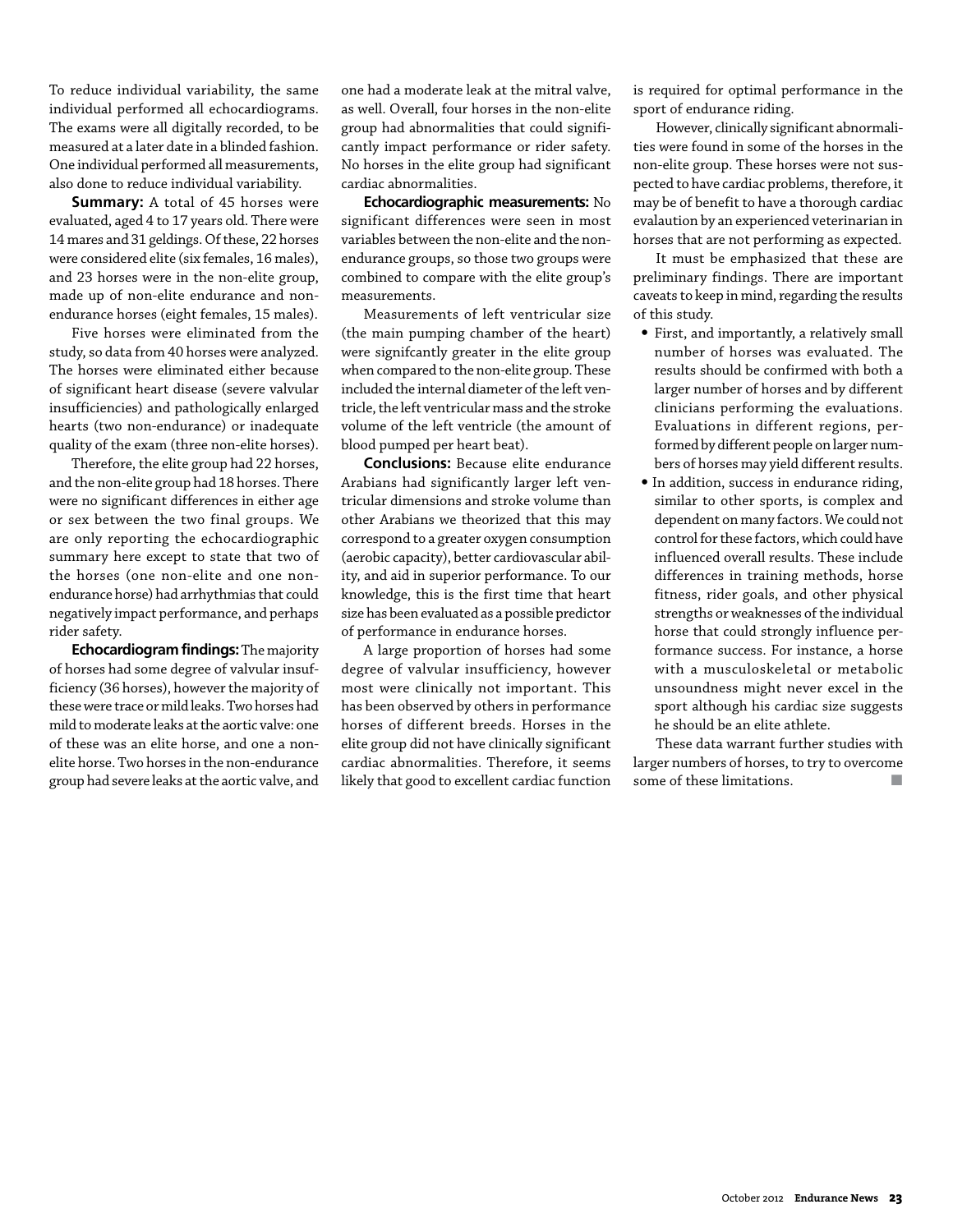To reduce individual variability, the same individual performed all echocardiograms. The exams were all digitally recorded, to be measured at a later date in a blinded fashion. One individual performed all measurements, also done to reduce individual variability.

**Summary:** A total of 45 horses were evaluated, aged 4 to 17 years old. There were 14 mares and 31 geldings. Of these, 22 horses were considered elite (six females, 16 males), and 23 horses were in the non-elite group, made up of non-elite endurance and non-endurance horses (eight females, 15 males).

Five horses were eliminated from the study, so data from 40 horses were analyzed. The horses were eliminated either because of significant heart disease (severe valvular insufficiencies) and pathologically enlarged hearts (two non-endurance) or inadequate quality of the exam (three non-elite horses).

Therefore, the elite group had 22 horses, and the non-elite group had 18 horses. There were no significant differences in either age or sex between the two final groups. We are only reporting the echocardiographic summary here except to state that two of the horses (one non-elite and one non-endurance horse) had arrhythmias that could negatively impact performance, and perhaps rider safety.

**Echocardiogram findings:** The majority of horses had some degree of valvular insufficiency (36 horses), however the majority of these were trace or mild leaks. Two horses had mild to moderate leaks at the aortic valve: one of these was an elite horse, and one a non-elite horse. Two horses in the non-endurance group had severe leaks at the aortic valve, and one had a moderate leak at the mitral valve, as well. Overall, four horses in the non-elite group had abnormalities that could significantly impact performance or rider safety. No horses in the elite group had significant cardiac abnormalities.

**Echocardiographic measurements:** No significant differences were seen in most variables between the non-elite and the non-endurance groups, so those two groups were combined to compare with the elite group's measurements.

Measurements of left ventricular size (the main pumping chamber of the heart) were signifcantly greater in the elite group when compared to the non-elite group. These included the internal diameter of the left ventricle, the left ventricular mass and the stroke volume of the left ventricle (the amount of blood pumped per heart beat).

**Conclusions:** Because elite endurance Arabians had significantly larger left ventricular dimensions and stroke volume than other Arabians we theorized that this may correspond to a greater oxygen consumption (aerobic capacity), better cardiovascular ability, and aid in superior performance. To our knowledge, this is the first time that heart size has been evaluated as a possible predictor of performance in endurance horses.

A large proportion of horses had some degree of valvular insufficiency, however most were clinically not important. This has been observed by others in performance horses of different breeds. Horses in the elite group did not have clinically significant cardiac abnormalities. Therefore, it seems likely that good to excellent cardiac function is required for optimal performance in the sport of endurance riding.

However, clinically significant abnormalities were found in some of the horses in the non-elite group. These horses were not suspected to have cardiac problems, therefore, it may be of benefit to have a thorough cardiac evalaution by an experienced veterinarian in horses that are not performing as expected.

It must be emphasized that these are preliminary findings. There are important caveats to keep in mind, regarding the results of this study.

- First, and importantly, a relatively small number of horses was evaluated. The results should be confirmed with both a larger number of horses and by different clinicians performing the evaluations. Evaluations in different regions, performed by different people on larger numbers of horses may yield different results.
- In addition, success in endurance riding, similar to other sports, is complex and dependent on many factors. We could not control for these factors, which could have influenced overall results. These include differences in training methods, horse fitness, rider goals, and other physical strengths or weaknesses of the individual horse that could strongly influence performance success. For instance, a horse with a musculoskeletal or metabolic unsoundness might never excel in the sport although his cardiac size suggests he should be an elite athlete.

These data warrant further studies with larger numbers of horses, to try to overcome some of these limitations.